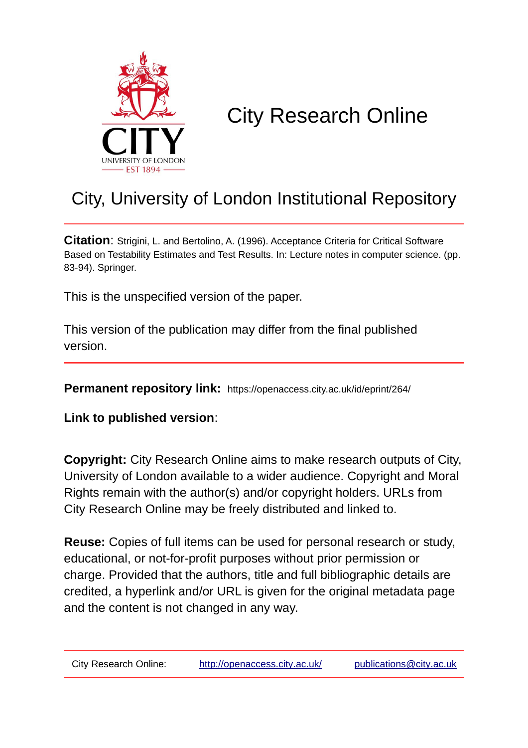# City Research Online

## City, University of London Institutional Repository

**Citation**: Strigini, L. and Bertolino, A. (1996). Acceptance Criteria for Critical Software Based on Testability Estimates and Test Results. In: Lecture notes in computer science. (pp. 83-94). Springer.

This is the unspecified version of the paper.

This version of the publication may differ from the final published version.

---

**Permanent repository link:** https://openaccess.city.ac.uk/id/eprint/264/

**Link to published version**:

**Copyright:** City Research Online aims to make research outputs of City, University of London available to a wider audience. Copyright and Moral Rights remain with the author(s) and/or copyright holders. URLs from City Research Online may be freely distributed and linked to.

**Reuse:** Copies of full items can be used for personal research or study, educational, or not-for-profit purposes without prior permission or charge. Provided that the authors, title and full bibliographic details are credited, a hyperlink and/or URL is given for the original metadata page and the content is not changed in any way.

---

City Research Online: http://openaccess.city.ac.uk/ publications@city.ac.uk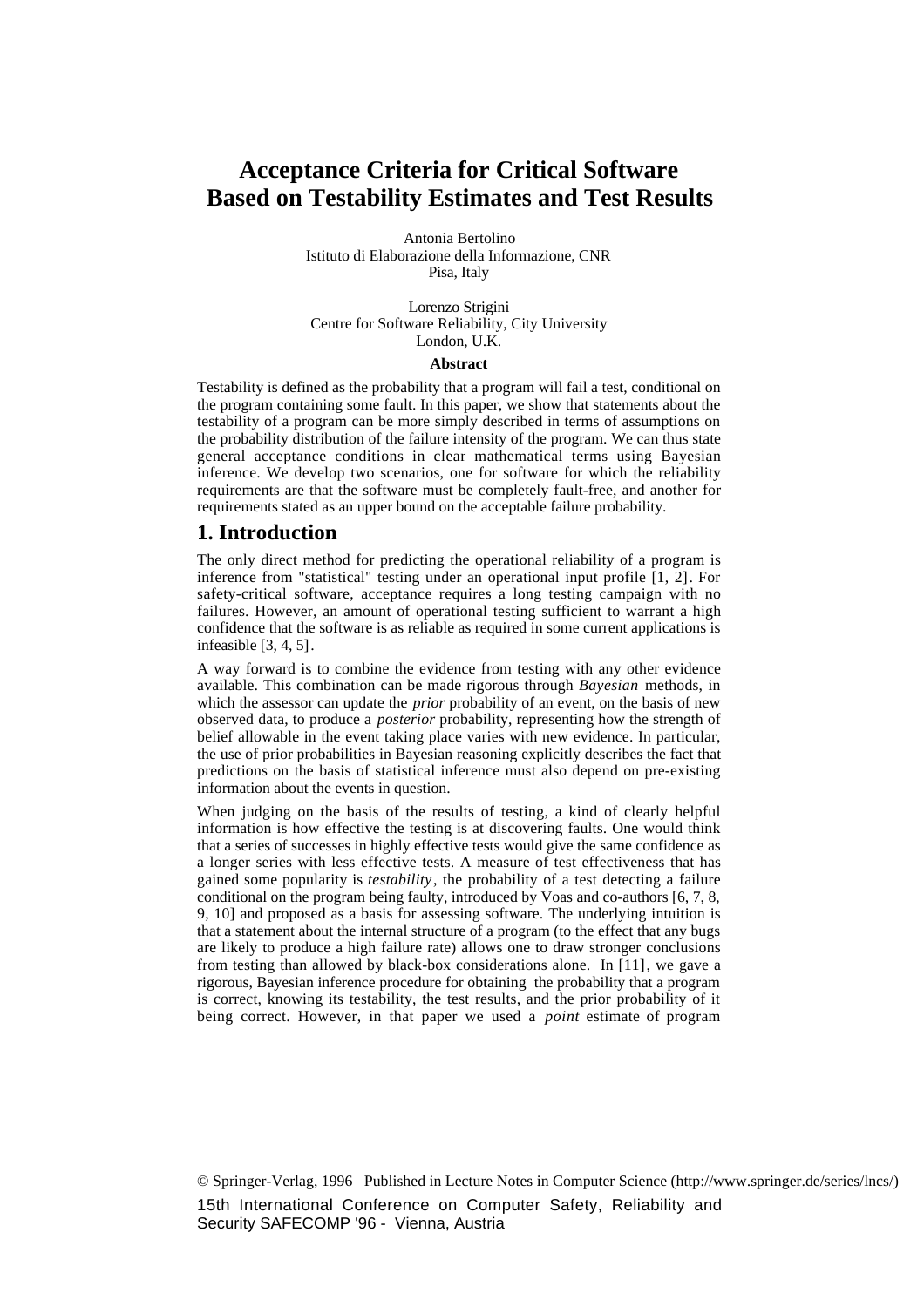# Acceptance Criteria for Critical Software Based on Testability Estimates and Test Results

Antonia Bertolino
Istituto di Elaborazione della Informazione, CNR
Pisa, Italy

Lorenzo Strigini
Centre for Software Reliability, City University
London, U.K.

**Abstract**

Testability is defined as the probability that a program will fail a test, conditional on the program containing some fault. In this paper, we show that statements about the testability of a program can be more simply described in terms of assumptions on the probability distribution of the failure intensity of the program. We can thus state general acceptance conditions in clear mathematical terms using Bayesian inference. We develop two scenarios, one for software for which the reliability requirements are that the software must be completely fault-free, and another for requirements stated as an upper bound on the acceptable failure probability.

## 1. Introduction

The only direct method for predicting the operational reliability of a program is inference from "statistical" testing under an operational input profile [1, 2]. For safety-critical software, acceptance requires a long testing campaign with no failures. However, an amount of operational testing sufficient to warrant a high confidence that the software is as reliable as required in some current applications is infeasible [3, 4, 5].

A way forward is to combine the evidence from testing with any other evidence available. This combination can be made rigorous through *Bayesian* methods, in which the assessor can update the *prior* probability of an event, on the basis of new observed data, to produce a *posterior* probability, representing how the strength of belief allowable in the event taking place varies with new evidence. In particular, the use of prior probabilities in Bayesian reasoning explicitly describes the fact that predictions on the basis of statistical inference must also depend on pre-existing information about the events in question.

When judging on the basis of the results of testing, a kind of clearly helpful information is how effective the testing is at discovering faults. One would think that a series of successes in highly effective tests would give the same confidence as a longer series with less effective tests. A measure of test effectiveness that has gained some popularity is *testability*, the probability of a test detecting a failure conditional on the program being faulty, introduced by Voas and co-authors [6, 7, 8, 9, 10] and proposed as a basis for assessing software. The underlying intuition is that a statement about the internal structure of a program (to the effect that any bugs are likely to produce a high failure rate) allows one to draw stronger conclusions from testing than allowed by black-box considerations alone. In [11], we gave a rigorous, Bayesian inference procedure for obtaining the probability that a program is correct, knowing its testability, the test results, and the prior probability of it being correct. However, in that paper we used a *point* estimate of program

© Springer-Verlag, 1996 Published in Lecture Notes in Computer Science (http://www.springer.de/series/lncs/)
15th International Conference on Computer Safety, Reliability and Security SAFECOMP '96 - Vienna, Austria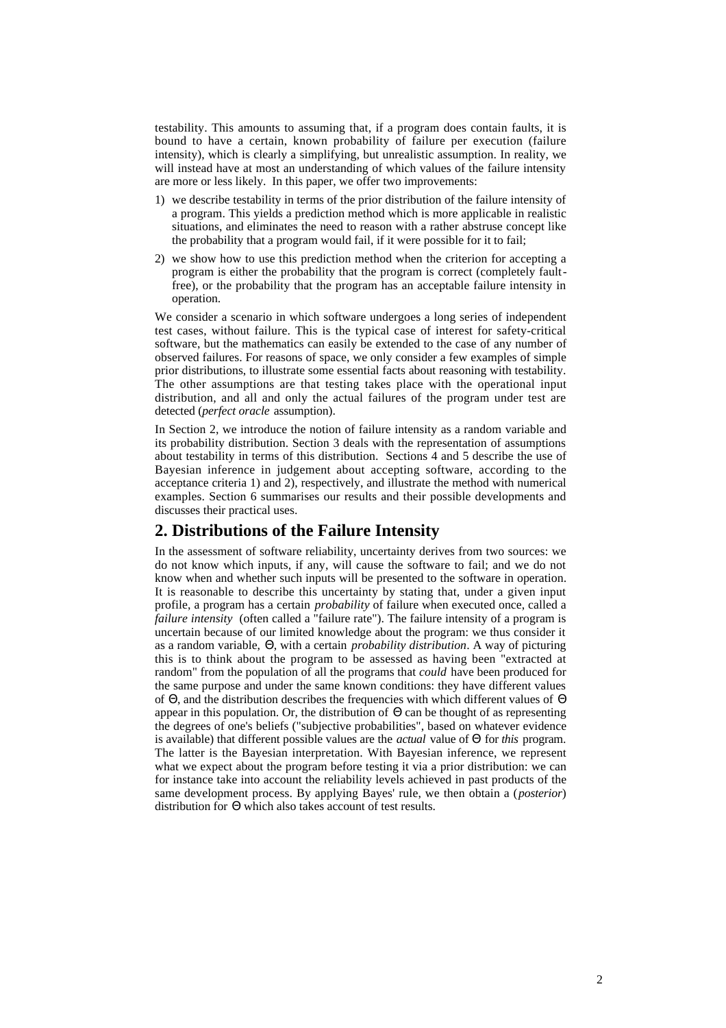testability. This amounts to assuming that, if a program does contain faults, it is bound to have a certain, known probability of failure per execution (failure intensity), which is clearly a simplifying, but unrealistic assumption. In reality, we will instead have at most an understanding of which values of the failure intensity are more or less likely. In this paper, we offer two improvements:

1) we describe testability in terms of the prior distribution of the failure intensity of a program. This yields a prediction method which is more applicable in realistic situations, and eliminates the need to reason with a rather abstruse concept like the probability that a program would fail, if it were possible for it to fail;

2) we show how to use this prediction method when the criterion for accepting a program is either the probability that the program is correct (completely fault-free), or the probability that the program has an acceptable failure intensity in operation.

We consider a scenario in which software undergoes a long series of independent test cases, without failure. This is the typical case of interest for safety-critical software, but the mathematics can easily be extended to the case of any number of observed failures. For reasons of space, we only consider a few examples of simple prior distributions, to illustrate some essential facts about reasoning with testability. The other assumptions are that testing takes place with the operational input distribution, and all and only the actual failures of the program under test are detected (*perfect oracle* assumption).

In Section 2, we introduce the notion of failure intensity as a random variable and its probability distribution. Section 3 deals with the representation of assumptions about testability in terms of this distribution. Sections 4 and 5 describe the use of Bayesian inference in judgement about accepting software, according to the acceptance criteria 1) and 2), respectively, and illustrate the method with numerical examples. Section 6 summarises our results and their possible developments and discusses their practical uses.

## 2. Distributions of the Failure Intensity

In the assessment of software reliability, uncertainty derives from two sources: we do not know which inputs, if any, will cause the software to fail; and we do not know when and whether such inputs will be presented to the software in operation. It is reasonable to describe this uncertainty by stating that, under a given input profile, a program has a certain *probability* of failure when executed once, called a *failure intensity* (often called a "failure rate"). The failure intensity of a program is uncertain because of our limited knowledge about the program: we thus consider it as a random variable, $\Theta$, with a certain *probability distribution*. A way of picturing this is to think about the program to be assessed as having been "extracted at random" from the population of all the programs that *could* have been produced for the same purpose and under the same known conditions: they have different values of $\Theta$, and the distribution describes the frequencies with which different values of $\Theta$ appear in this population. Or, the distribution of $\Theta$ can be thought of as representing the degrees of one's beliefs ("subjective probabilities", based on whatever evidence is available) that different possible values are the *actual* value of $\Theta$ for *this* program. The latter is the Bayesian interpretation. With Bayesian inference, we represent what we expect about the program before testing it via a prior distribution: we can for instance take into account the reliability levels achieved in past products of the same development process. By applying Bayes' rule, we then obtain a (*posterior*) distribution for $\Theta$ which also takes account of test results.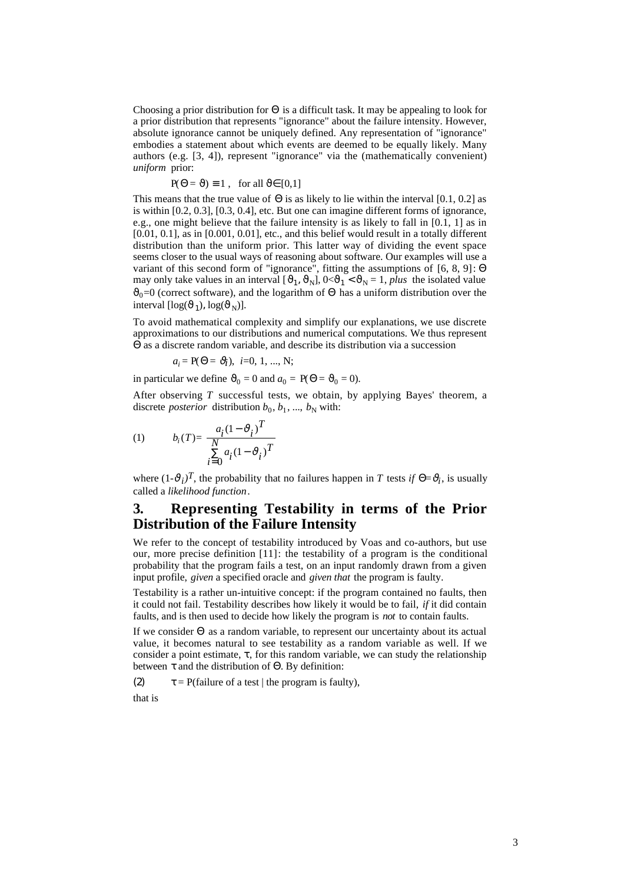Choosing a prior distribution for $\Theta$ is a difficult task. It may be appealing to look for a prior distribution that represents "ignorance" about the failure intensity. However, absolute ignorance cannot be uniquely defined. Any representation of "ignorance" embodies a statement about which events are deemed to be equally likely. Many authors (e.g. [3, 4]), represent "ignorance" via the (mathematically convenient) *uniform* prior:

$$P(\Theta = \vartheta) \equiv 1 , \quad \text{for all } \vartheta \in [0,1]$$

This means that the true value of $\Theta$ is as likely to lie within the interval [0.1, 0.2] as is within [0.2, 0.3], [0.3, 0.4], etc. But one can imagine different forms of ignorance, e.g., one might believe that the failure intensity is as likely to fall in [0.1, 1] as in [0.01, 0.1], as in [0.001, 0.01], etc., and this belief would result in a totally different distribution than the uniform prior. This latter way of dividing the event space seems closer to the usual ways of reasoning about software. Our examples will use a variant of this second form of "ignorance", fitting the assumptions of [6, 8, 9]: $\Theta$ may only take values in an interval $[\vartheta_1, \vartheta_N]$, $0<\vartheta_1<\vartheta_N = 1$, *plus* the isolated value $\vartheta_0=0$ (correct software), and the logarithm of $\Theta$ has a uniform distribution over the interval $[\log(\vartheta_1), \log(\vartheta_N)]$.

To avoid mathematical complexity and simplify our explanations, we use discrete approximations to our distributions and numerical computations. We thus represent $\Theta$ as a discrete random variable, and describe its distribution via a succession

$$a_i = P(\Theta = \vartheta_i), \quad i=0, 1, ..., N;$$

in particular we define $\vartheta_0 = 0$ and $a_0 = P(\Theta = \vartheta_0 = 0)$.

After observing $T$ successful tests, we obtain, by applying Bayes' theorem, a discrete *posterior* distribution $b_0, b_1, ..., b_N$ with:

$$(1) \qquad b_i(T) = \frac{a_i(1-\vartheta_i)^T}{\sum_{i=0}^{N} a_i(1-\vartheta_i)^T}$$

where $(1-\vartheta_i)^T$, the probability that no failures happen in $T$ tests *if* $\Theta=\vartheta_i$, is usually called a *likelihood function*.

## 3. Representing Testability in terms of the Prior Distribution of the Failure Intensity

We refer to the concept of testability introduced by Voas and co-authors, but use our, more precise definition [11]: the testability of a program is the conditional probability that the program fails a test, on an input randomly drawn from a given input profile, *given* a specified oracle and *given that* the program is faulty.

Testability is a rather un-intuitive concept: if the program contained no faults, then it could not fail. Testability describes how likely it would be to fail, *if* it did contain faults, and is then used to decide how likely the program is *not* to contain faults.

If we consider $\Theta$ as a random variable, to represent our uncertainty about its actual value, it becomes natural to see testability as a random variable as well. If we consider a point estimate, $\tau$, for this random variable, we can study the relationship between $\tau$ and the distribution of $\Theta$. By definition:

$$(2) \qquad \tau = P(\text{failure of a test} \mid \text{the program is faulty}),$$

that is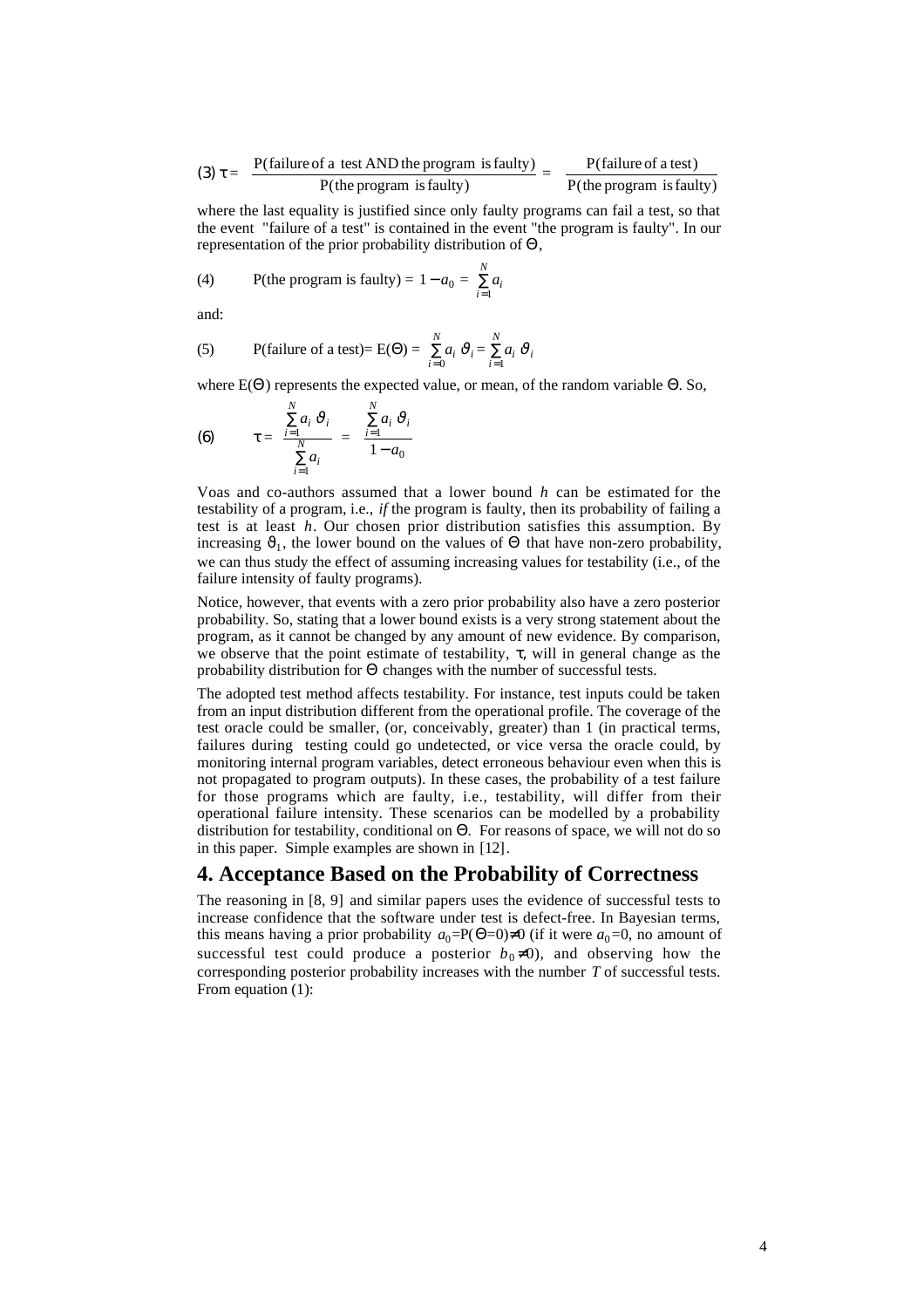$$(3)\ \tau = \frac{\text{P(failure of a test AND the program is faulty)}}{\text{P(the program is faulty)}} = \frac{\text{P(failure of a test)}}{\text{P(the program is faulty)}}$$

where the last equality is justified since only faulty programs can fail a test, so that the event "failure of a test" is contained in the event "the program is faulty". In our representation of the prior probability distribution of $\Theta$,

$$(4) \qquad \text{P(the program is faulty)} = 1 - a_0 = \sum_{i=1}^{N} a_i$$

and:

$$(5) \qquad \text{P(failure of a test)} = \text{E}(\Theta) = \sum_{i=0}^{N} a_i\, \vartheta_i = \sum_{i=1}^{N} a_i\, \vartheta_i$$

where $\text{E}(\Theta)$ represents the expected value, or mean, of the random variable $\Theta$. So,

$$(6) \qquad \tau = \frac{\sum_{i=1}^{N} a_i\, \vartheta_i}{\sum_{i=1}^{N} a_i} = \frac{\sum_{i=1}^{N} a_i\, \vartheta_i}{1 - a_0}$$

Voas and co-authors assumed that a lower bound $h$ can be estimated for the testability of a program, i.e., *if* the program is faulty, then its probability of failing a test is at least $h$. Our chosen prior distribution satisfies this assumption. By increasing $\vartheta_1$, the lower bound on the values of $\Theta$ that have non-zero probability, we can thus study the effect of assuming increasing values for testability (i.e., of the failure intensity of faulty programs).

Notice, however, that events with a zero prior probability also have a zero posterior probability. So, stating that a lower bound exists is a very strong statement about the program, as it cannot be changed by any amount of new evidence. By comparison, we observe that the point estimate of testability, $\tau$, will in general change as the probability distribution for $\Theta$ changes with the number of successful tests.

The adopted test method affects testability. For instance, test inputs could be taken from an input distribution different from the operational profile. The coverage of the test oracle could be smaller, (or, conceivably, greater) than 1 (in practical terms, failures during testing could go undetected, or vice versa the oracle could, by monitoring internal program variables, detect erroneous behaviour even when this is not propagated to program outputs). In these cases, the probability of a test failure for those programs which are faulty, i.e., testability, will differ from their operational failure intensity. These scenarios can be modelled by a probability distribution for testability, conditional on $\Theta$. For reasons of space, we will not do so in this paper. Simple examples are shown in [12].

## 4. Acceptance Based on the Probability of Correctness

The reasoning in [8, 9] and similar papers uses the evidence of successful tests to increase confidence that the software under test is defect-free. In Bayesian terms, this means having a prior probability $a_0=\text{P}(\Theta=0)\neq 0$ (if it were $a_0=0$, no amount of successful test could produce a posterior $b_0\neq 0$), and observing how the corresponding posterior probability increases with the number $T$ of successful tests. From equation (1):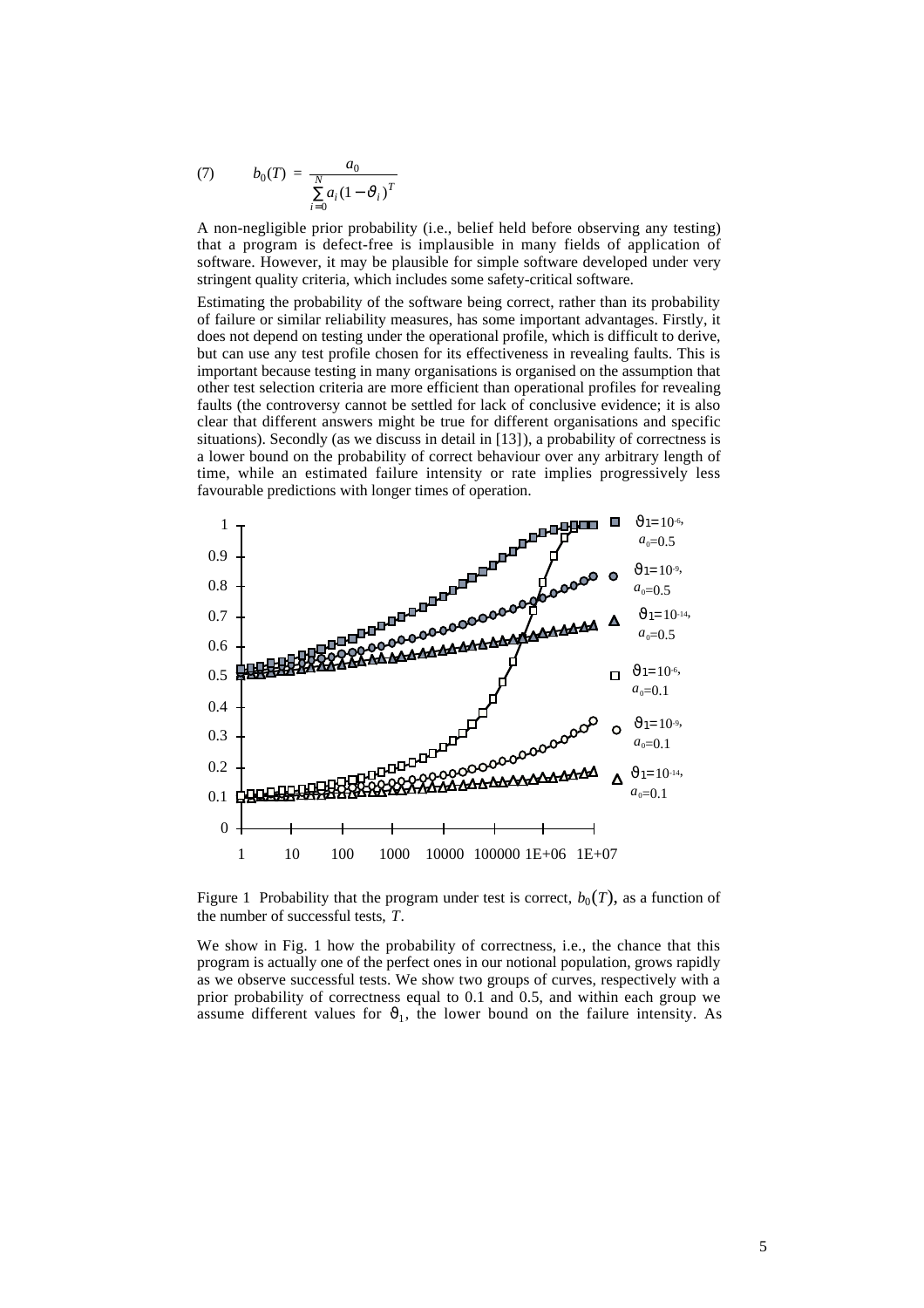$$b_0(T) = \frac{a_0}{\sum_{i=0}^{N} a_i (1-\vartheta_i)^T} \tag{7}$$

A non-negligible prior probability (i.e., belief held before observing any testing) that a program is defect-free is implausible in many fields of application of software. However, it may be plausible for simple software developed under very stringent quality criteria, which includes some safety-critical software.

Estimating the probability of the software being correct, rather than its probability of failure or similar reliability measures, has some important advantages. Firstly, it does not depend on testing under the operational profile, which is difficult to derive, but can use any test profile chosen for its effectiveness in revealing faults. This is important because testing in many organisations is organised on the assumption that other test selection criteria are more efficient than operational profiles for revealing faults (the controversy cannot be settled for lack of conclusive evidence; it is also clear that different answers might be true for different organisations and specific situations). Secondly (as we discuss in detail in [13]), a probability of correctness is a lower bound on the probability of correct behaviour over any arbitrary length of time, while an estimated failure intensity or rate implies progressively less favourable predictions with longer times of operation.

Figure 1 Probability that the program under test is correct, $b_0(T)$, as a function of the number of successful tests, $T$.

We show in Fig. 1 how the probability of correctness, i.e., the chance that this program is actually one of the perfect ones in our notional population, grows rapidly as we observe successful tests. We show two groups of curves, respectively with a prior probability of correctness equal to 0.1 and 0.5, and within each group we assume different values for $\vartheta_1$, the lower bound on the failure intensity. As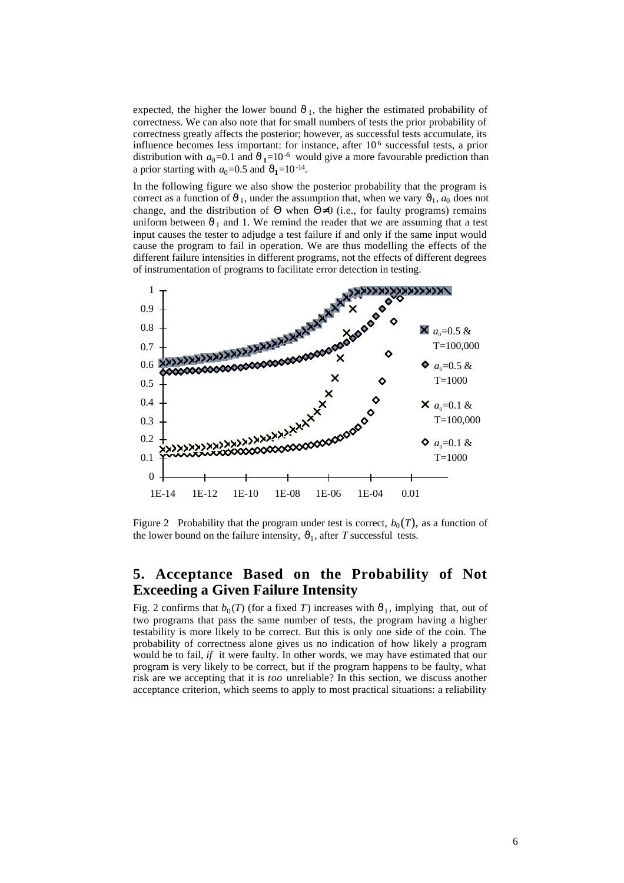expected, the higher the lower bound $\vartheta_1$, the higher the estimated probability of correctness. We can also note that for small numbers of tests the prior probability of correctness greatly affects the posterior; however, as successful tests accumulate, its influence becomes less important: for instance, after $10^6$ successful tests, a prior distribution with $a_0$=0.1 and $\vartheta_1=10^{-6}$ would give a more favourable prediction than a prior starting with $a_0$=0.5 and $\vartheta_1=10^{-14}$.

In the following figure we also show the posterior probability that the program is correct as a function of $\vartheta_1$, under the assumption that, when we vary $\vartheta_1$, $a_0$ does not change, and the distribution of $\Theta$ when $\Theta \neq 0$ (i.e., for faulty programs) remains uniform between $\vartheta_1$ and 1. We remind the reader that we are assuming that a test input causes the tester to adjudge a test failure if and only if the same input would cause the program to fail in operation. We are thus modelling the effects of the different failure intensities in different programs, not the effects of different degrees of instrumentation of programs to facilitate error detection in testing.

Figure 2 Probability that the program under test is correct, $b_0(T)$, as a function of the lower bound on the failure intensity, $\vartheta_1$, after $T$ successful tests.

## 5. Acceptance Based on the Probability of Not Exceeding a Given Failure Intensity

Fig. 2 confirms that $b_0(T)$ (for a fixed $T$) increases with $\vartheta_1$, implying that, out of two programs that pass the same number of tests, the program having a higher testability is more likely to be correct. But this is only one side of the coin. The probability of correctness alone gives us no indication of how likely a program would be to fail, *if* it were faulty. In other words, we may have estimated that our program is very likely to be correct, but if the program happens to be faulty, what risk are we accepting that it is *too* unreliable? In this section, we discuss another acceptance criterion, which seems to apply to most practical situations: a reliability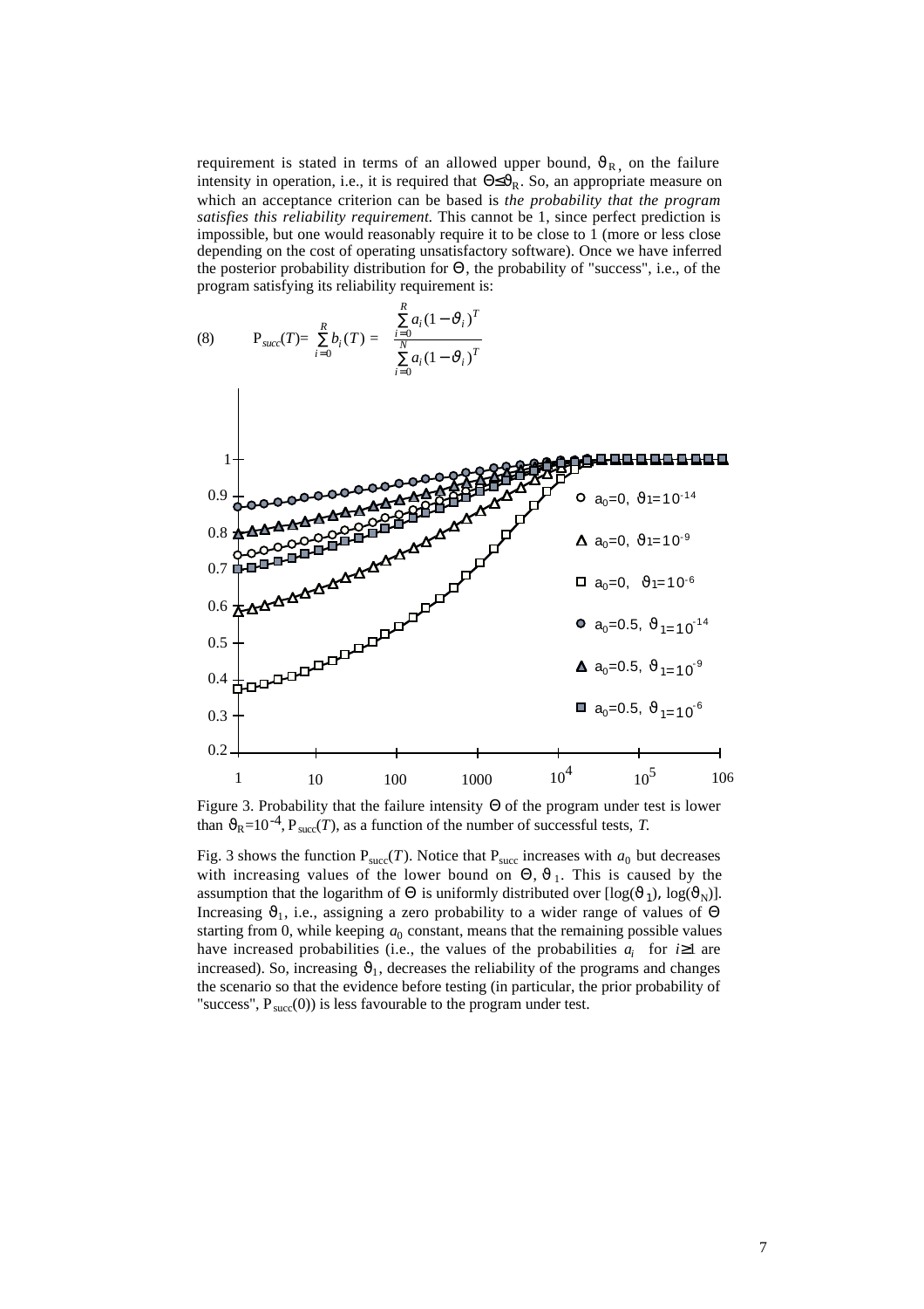requirement is stated in terms of an allowed upper bound, $\vartheta_R$, on the failure intensity in operation, i.e., it is required that $\Theta \leq \vartheta_R$. So, an appropriate measure on which an acceptance criterion can be based is *the probability that the program satisfies this reliability requirement.* This cannot be 1, since perfect prediction is impossible, but one would reasonably require it to be close to 1 (more or less close depending on the cost of operating unsatisfactory software). Once we have inferred the posterior probability distribution for $\Theta$, the probability of "success", i.e., of the program satisfying its reliability requirement is:

$$\text{(8)} \qquad P_{succ}(T) = \sum_{i=0}^{R} b_i(T) = \frac{\sum_{i=0}^{R} a_i (1-\vartheta_i)^T}{\sum_{i=0}^{N} a_i (1-\vartheta_i)^T}$$

Figure 3. Probability that the failure intensity $\Theta$ of the program under test is lower than $\vartheta_R = 10^{-4}$, $P_{succ}(T)$, as a function of the number of successful tests, $T$.

Fig. 3 shows the function $P_{succ}(T)$. Notice that $P_{succ}$ increases with $a_0$ but decreases with increasing values of the lower bound on $\Theta$, $\vartheta_1$. This is caused by the assumption that the logarithm of $\Theta$ is uniformly distributed over $[\log(\vartheta_1), \log(\vartheta_N)]$. Increasing $\vartheta_1$, i.e., assigning a zero probability to a wider range of values of $\Theta$ starting from 0, while keeping $a_0$ constant, means that the remaining possible values have increased probabilities (i.e., the values of the probabilities $a_i$ for $i \geq 1$ are increased). So, increasing $\vartheta_1$, decreases the reliability of the programs and changes the scenario so that the evidence before testing (in particular, the prior probability of "success", $P_{succ}(0)$) is less favourable to the program under test.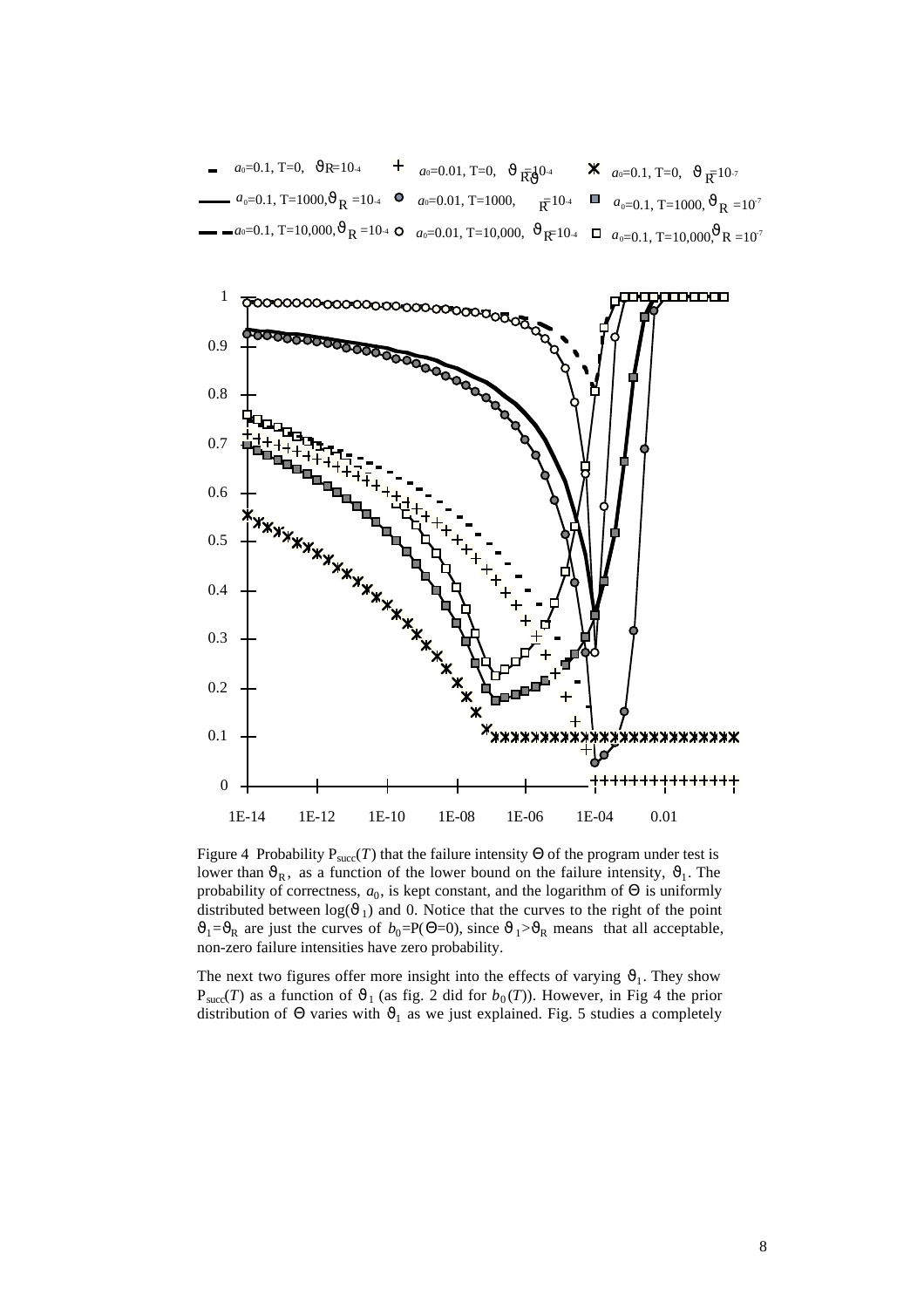Figure 4 Probability $P_{succ}(T)$ that the failure intensity $\Theta$ of the program under test is lower than $\vartheta_R$, as a function of the lower bound on the failure intensity, $\vartheta_1$. The probability of correctness, $a_0$, is kept constant, and the logarithm of $\Theta$ is uniformly distributed between $\log(\vartheta_1)$ and 0. Notice that the curves to the right of the point $\vartheta_1=\vartheta_R$ are just the curves of $b_0=P(\Theta=0)$, since $\vartheta_1>\vartheta_R$ means that all acceptable, non-zero failure intensities have zero probability.

The next two figures offer more insight into the effects of varying $\vartheta_1$. They show $P_{succ}(T)$ as a function of $\vartheta_1$ (as fig. 2 did for $b_0(T)$). However, in Fig 4 the prior distribution of $\Theta$ varies with $\vartheta_1$ as we just explained. Fig. 5 studies a completely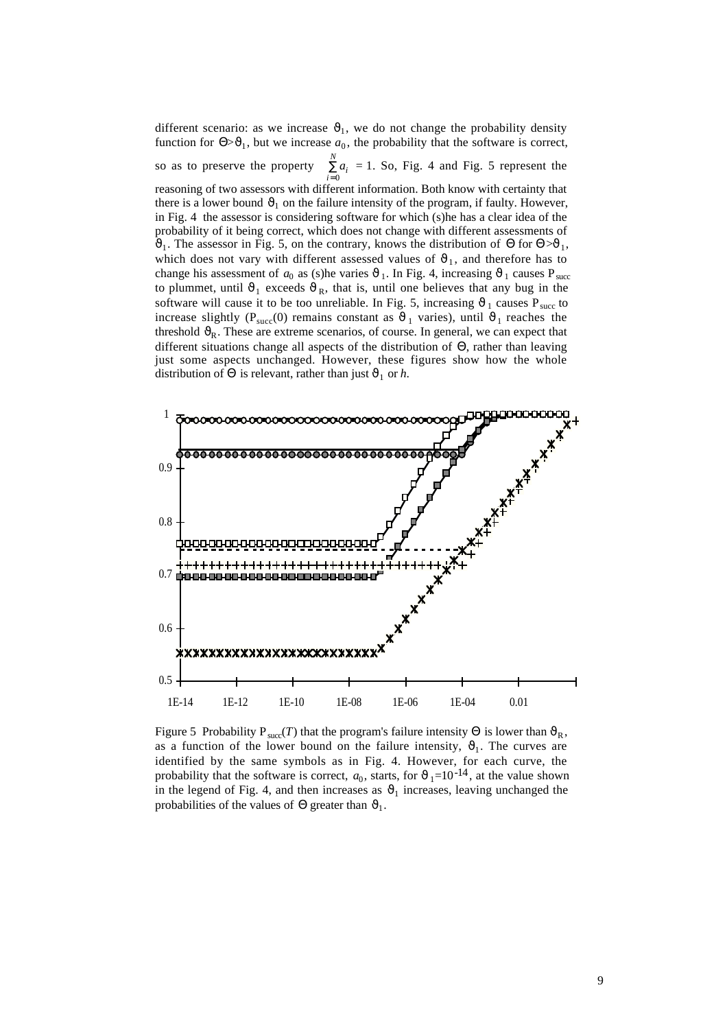different scenario: as we increase $\vartheta_1$, we do not change the probability density function for $\Theta > \vartheta_1$, but we increase $a_0$, the probability that the software is correct, so as to preserve the property $\sum_{i=0}^{N} a_i = 1$. So, Fig. 4 and Fig. 5 represent the reasoning of two assessors with different information. Both know with certainty that there is a lower bound $\vartheta_1$ on the failure intensity of the program, if faulty. However, in Fig. 4 the assessor is considering software for which (s)he has a clear idea of the probability of it being correct, which does not change with different assessments of $\vartheta_1$. The assessor in Fig. 5, on the contrary, knows the distribution of $\Theta$ for $\Theta > \vartheta_1$, which does not vary with different assessed values of $\vartheta_1$, and therefore has to change his assessment of $a_0$ as (s)he varies $\vartheta_1$. In Fig. 4, increasing $\vartheta_1$ causes $P_{succ}$ to plummet, until $\vartheta_1$ exceeds $\vartheta_R$, that is, until one believes that any bug in the software will cause it to be too unreliable. In Fig. 5, increasing $\vartheta_1$ causes $P_{succ}$ to increase slightly ($P_{succ}(0)$ remains constant as $\vartheta_1$ varies), until $\vartheta_1$ reaches the threshold $\vartheta_R$. These are extreme scenarios, of course. In general, we can expect that different situations change all aspects of the distribution of $\Theta$, rather than leaving just some aspects unchanged. However, these figures show how the whole distribution of $\Theta$ is relevant, rather than just $\vartheta_1$ or *h*.

Figure 5 Probability $P_{succ}(T)$ that the program's failure intensity $\Theta$ is lower than $\vartheta_R$, as a function of the lower bound on the failure intensity, $\vartheta_1$. The curves are identified by the same symbols as in Fig. 4. However, for each curve, the probability that the software is correct, $a_0$, starts, for $\vartheta_1=10^{-14}$, at the value shown in the legend of Fig. 4, and then increases as $\vartheta_1$ increases, leaving unchanged the probabilities of the values of $\Theta$ greater than $\vartheta_1$.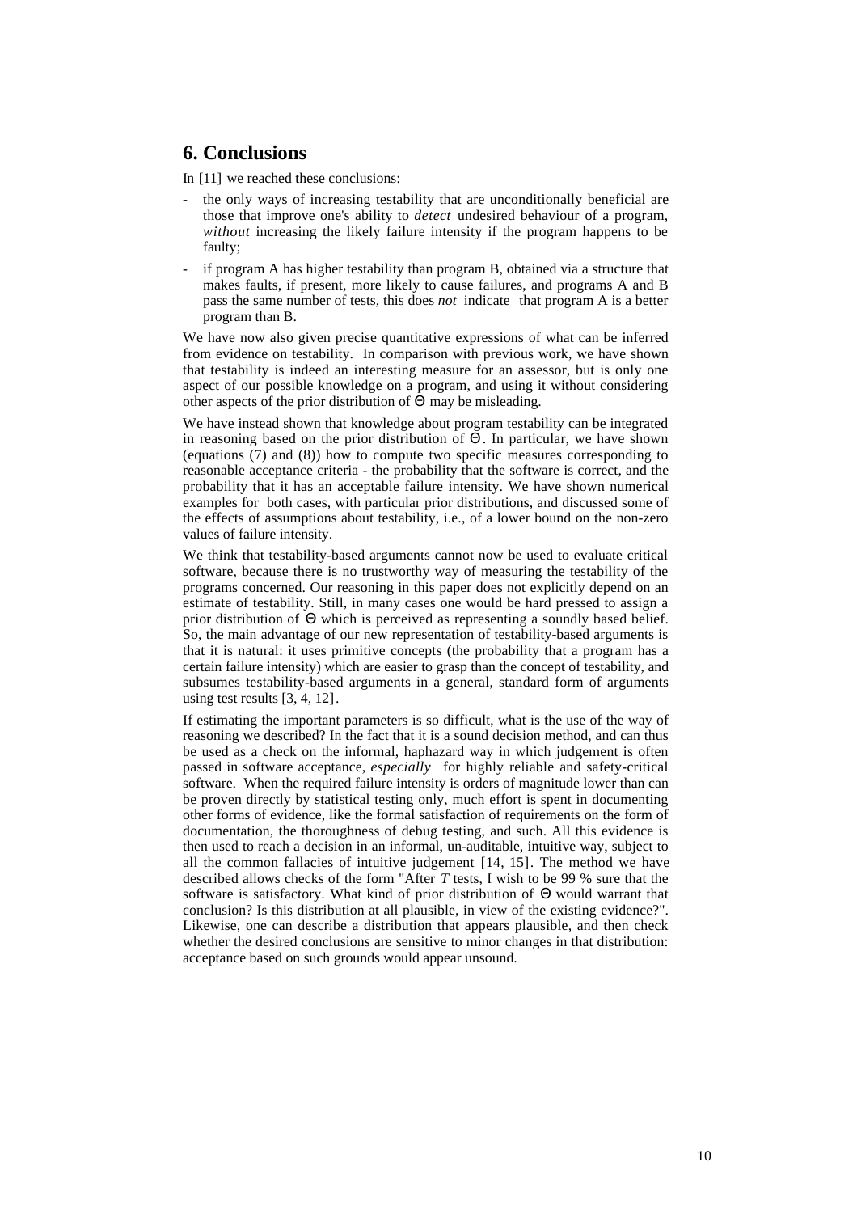## 6. Conclusions

In [11] we reached these conclusions:

- the only ways of increasing testability that are unconditionally beneficial are those that improve one's ability to *detect* undesired behaviour of a program, *without* increasing the likely failure intensity if the program happens to be faulty;
- if program A has higher testability than program B, obtained via a structure that makes faults, if present, more likely to cause failures, and programs A and B pass the same number of tests, this does *not* indicate that program A is a better program than B.

We have now also given precise quantitative expressions of what can be inferred from evidence on testability. In comparison with previous work, we have shown that testability is indeed an interesting measure for an assessor, but is only one aspect of our possible knowledge on a program, and using it without considering other aspects of the prior distribution of $\Theta$ may be misleading.

We have instead shown that knowledge about program testability can be integrated in reasoning based on the prior distribution of $\Theta$. In particular, we have shown (equations (7) and (8)) how to compute two specific measures corresponding to reasonable acceptance criteria - the probability that the software is correct, and the probability that it has an acceptable failure intensity. We have shown numerical examples for both cases, with particular prior distributions, and discussed some of the effects of assumptions about testability, i.e., of a lower bound on the non-zero values of failure intensity.

We think that testability-based arguments cannot now be used to evaluate critical software, because there is no trustworthy way of measuring the testability of the programs concerned. Our reasoning in this paper does not explicitly depend on an estimate of testability. Still, in many cases one would be hard pressed to assign a prior distribution of $\Theta$ which is perceived as representing a soundly based belief. So, the main advantage of our new representation of testability-based arguments is that it is natural: it uses primitive concepts (the probability that a program has a certain failure intensity) which are easier to grasp than the concept of testability, and subsumes testability-based arguments in a general, standard form of arguments using test results [3, 4, 12].

If estimating the important parameters is so difficult, what is the use of the way of reasoning we described? In the fact that it is a sound decision method, and can thus be used as a check on the informal, haphazard way in which judgement is often passed in software acceptance, *especially* for highly reliable and safety-critical software. When the required failure intensity is orders of magnitude lower than can be proven directly by statistical testing only, much effort is spent in documenting other forms of evidence, like the formal satisfaction of requirements on the form of documentation, the thoroughness of debug testing, and such. All this evidence is then used to reach a decision in an informal, un-auditable, intuitive way, subject to all the common fallacies of intuitive judgement [14, 15]. The method we have described allows checks of the form "After $T$ tests, I wish to be 99 % sure that the software is satisfactory. What kind of prior distribution of $\Theta$ would warrant that conclusion? Is this distribution at all plausible, in view of the existing evidence?". Likewise, one can describe a distribution that appears plausible, and then check whether the desired conclusions are sensitive to minor changes in that distribution: acceptance based on such grounds would appear unsound.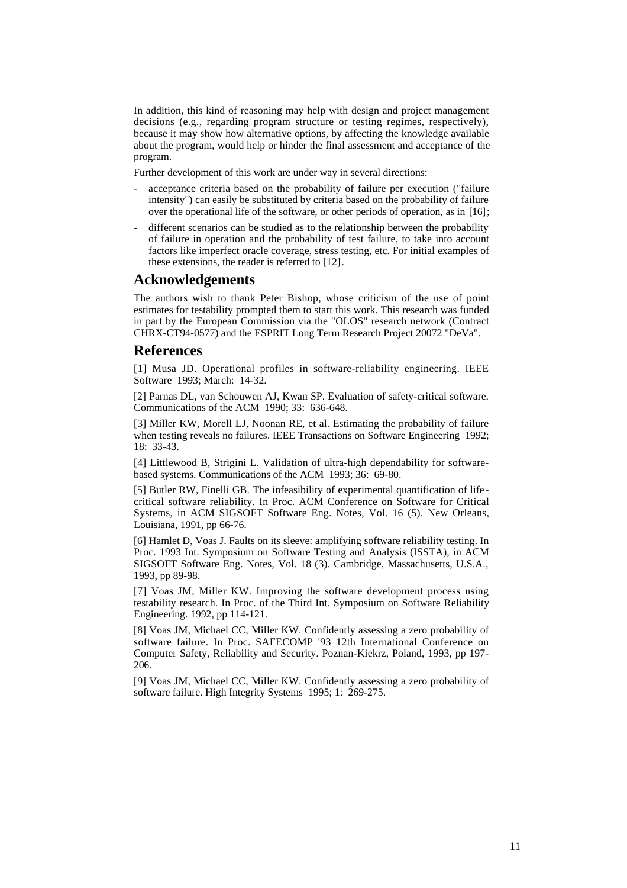In addition, this kind of reasoning may help with design and project management decisions (e.g., regarding program structure or testing regimes, respectively), because it may show how alternative options, by affecting the knowledge available about the program, would help or hinder the final assessment and acceptance of the program.

Further development of this work are under way in several directions:

- acceptance criteria based on the probability of failure per execution ("failure intensity") can easily be substituted by criteria based on the probability of failure over the operational life of the software, or other periods of operation, as in [16];
- different scenarios can be studied as to the relationship between the probability of failure in operation and the probability of test failure, to take into account factors like imperfect oracle coverage, stress testing, etc. For initial examples of these extensions, the reader is referred to [12].

## Acknowledgements

The authors wish to thank Peter Bishop, whose criticism of the use of point estimates for testability prompted them to start this work. This research was funded in part by the European Commission via the "OLOS" research network (Contract CHRX-CT94-0577) and the ESPRIT Long Term Research Project 20072 "DeVa".

## References

[1] Musa JD. Operational profiles in software-reliability engineering. IEEE Software 1993; March: 14-32.

[2] Parnas DL, van Schouwen AJ, Kwan SP. Evaluation of safety-critical software. Communications of the ACM 1990; 33: 636-648.

[3] Miller KW, Morell LJ, Noonan RE, et al. Estimating the probability of failure when testing reveals no failures. IEEE Transactions on Software Engineering 1992; 18: 33-43.

[4] Littlewood B, Strigini L. Validation of ultra-high dependability for software-based systems. Communications of the ACM 1993; 36: 69-80.

[5] Butler RW, Finelli GB. The infeasibility of experimental quantification of life-critical software reliability. In Proc. ACM Conference on Software for Critical Systems, in ACM SIGSOFT Software Eng. Notes, Vol. 16 (5). New Orleans, Louisiana, 1991, pp 66-76.

[6] Hamlet D, Voas J. Faults on its sleeve: amplifying software reliability testing. In Proc. 1993 Int. Symposium on Software Testing and Analysis (ISSTA), in ACM SIGSOFT Software Eng. Notes, Vol. 18 (3). Cambridge, Massachusetts, U.S.A., 1993, pp 89-98.

[7] Voas JM, Miller KW. Improving the software development process using testability research. In Proc. of the Third Int. Symposium on Software Reliability Engineering. 1992, pp 114-121.

[8] Voas JM, Michael CC, Miller KW. Confidently assessing a zero probability of software failure. In Proc. SAFECOMP '93 12th International Conference on Computer Safety, Reliability and Security. Poznan-Kiekrz, Poland, 1993, pp 197-206.

[9] Voas JM, Michael CC, Miller KW. Confidently assessing a zero probability of software failure. High Integrity Systems 1995; 1: 269-275.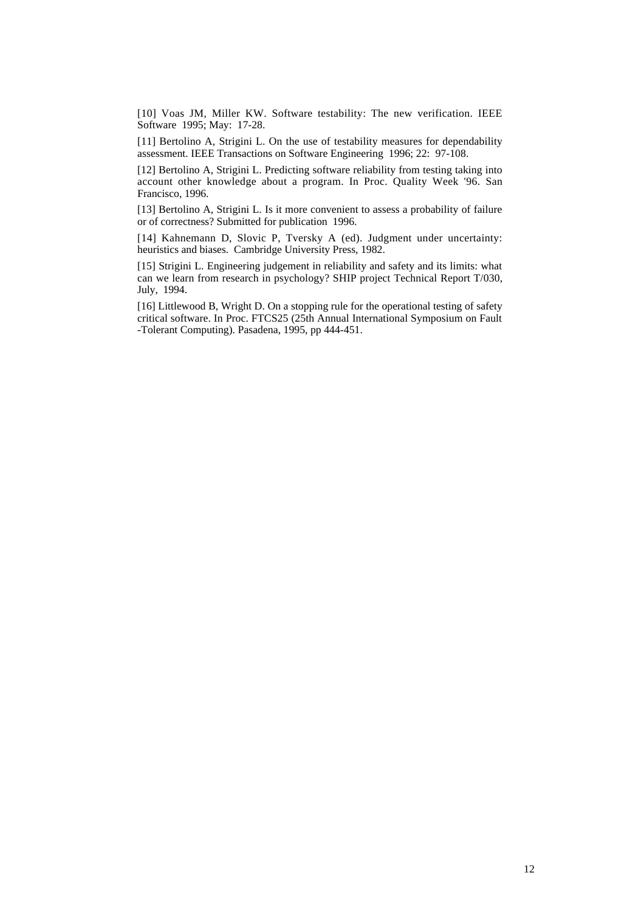[10] Voas JM, Miller KW. Software testability: The new verification. IEEE Software 1995; May: 17-28.

[11] Bertolino A, Strigini L. On the use of testability measures for dependability assessment. IEEE Transactions on Software Engineering 1996; 22: 97-108.

[12] Bertolino A, Strigini L. Predicting software reliability from testing taking into account other knowledge about a program. In Proc. Quality Week '96. San Francisco, 1996.

[13] Bertolino A, Strigini L. Is it more convenient to assess a probability of failure or of correctness? Submitted for publication 1996.

[14] Kahnemann D, Slovic P, Tversky A (ed). Judgment under uncertainty: heuristics and biases. Cambridge University Press, 1982.

[15] Strigini L. Engineering judgement in reliability and safety and its limits: what can we learn from research in psychology? SHIP project Technical Report T/030, July, 1994.

[16] Littlewood B, Wright D. On a stopping rule for the operational testing of safety critical software. In Proc. FTCS25 (25th Annual International Symposium on Fault -Tolerant Computing). Pasadena, 1995, pp 444-451.